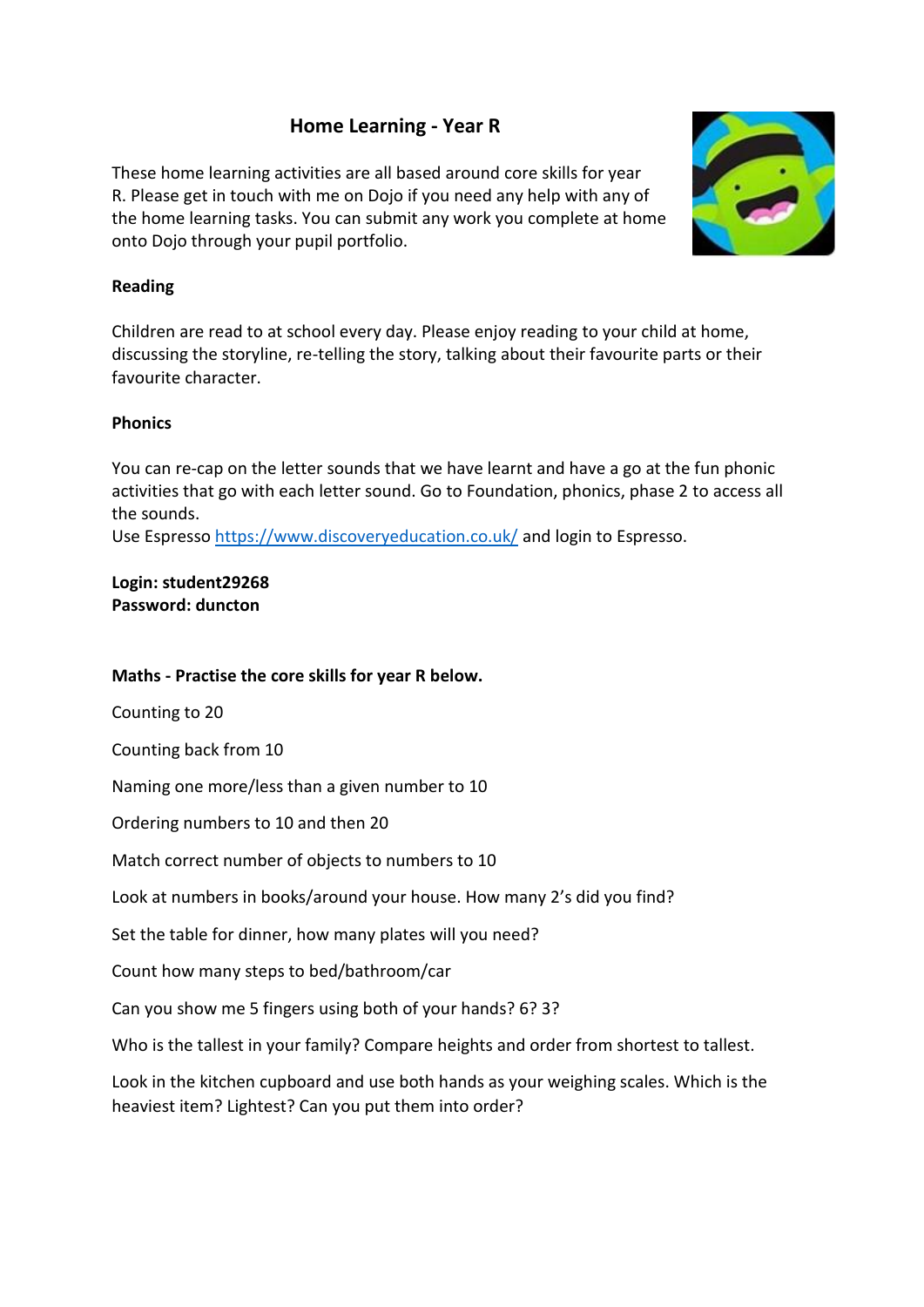# Home Learning - Year R

These home learning activities are all based around core skills for year R. Please get in touch with me on Dojo if you need any help with any of the home learning tasks. You can submit any work you complete at home onto Dojo through your pupil portfolio.

**Reading**

Children are read to at school every day. Please enjoy reading to your child at home, discussing the storyline, re-telling the story, talking about their favourite parts or their favourite character.

**Phonics**

You can re-cap on the letter sounds that we have learnt and have a go at the fun phonic activities that go with each letter sound. Go to Foundation, phonics, phase 2 to access all the sounds.
Use Espresso https://www.discoveryeducation.co.uk/ and login to Espresso.

**Login: student29268**
**Password: duncton**

**Maths - Practise the core skills for year R below.**

Counting to 20

Counting back from 10

Naming one more/less than a given number to 10

Ordering numbers to 10 and then 20

Match correct number of objects to numbers to 10

Look at numbers in books/around your house. How many 2's did you find?

Set the table for dinner, how many plates will you need?

Count how many steps to bed/bathroom/car

Can you show me 5 fingers using both of your hands? 6? 3?

Who is the tallest in your family? Compare heights and order from shortest to tallest.

Look in the kitchen cupboard and use both hands as your weighing scales. Which is the heaviest item? Lightest? Can you put them into order?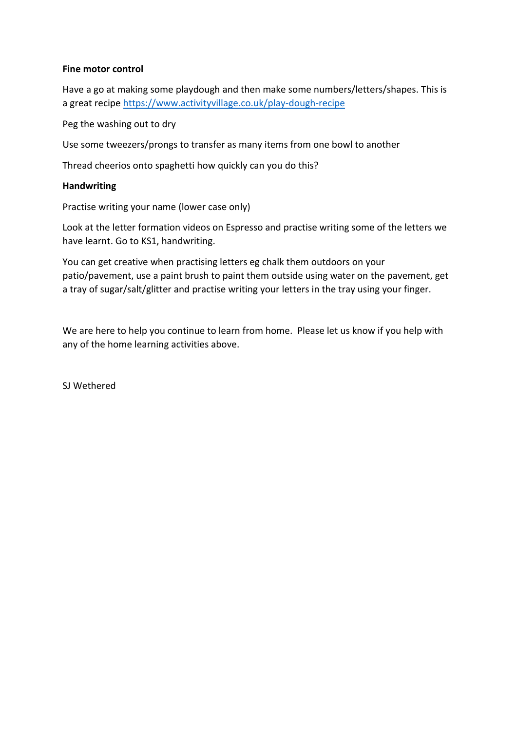**Fine motor control**

Have a go at making some playdough and then make some numbers/letters/shapes. This is a great recipe https://www.activityvillage.co.uk/play-dough-recipe

Peg the washing out to dry

Use some tweezers/prongs to transfer as many items from one bowl to another

Thread cheerios onto spaghetti how quickly can you do this?

**Handwriting**

Practise writing your name (lower case only)

Look at the letter formation videos on Espresso and practise writing some of the letters we have learnt. Go to KS1, handwriting.

You can get creative when practising letters eg chalk them outdoors on your patio/pavement, use a paint brush to paint them outside using water on the pavement, get a tray of sugar/salt/glitter and practise writing your letters in the tray using your finger.

We are here to help you continue to learn from home. Please let us know if you help with any of the home learning activities above.

SJ Wethered